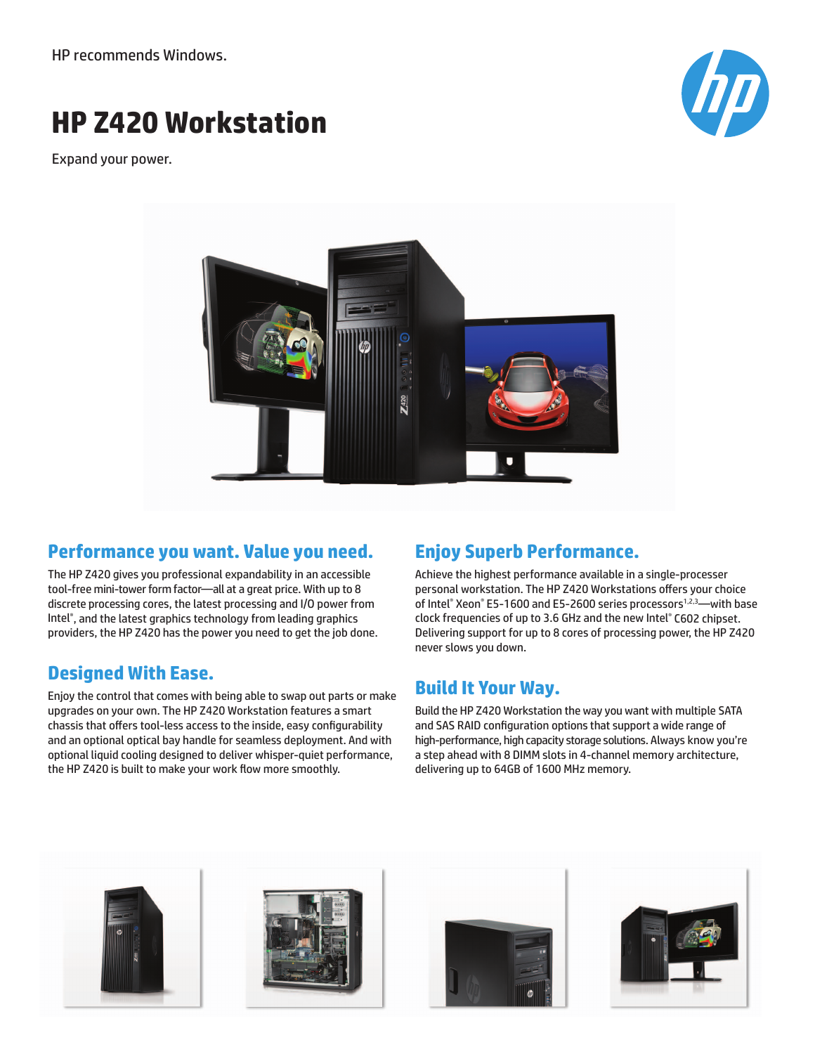HP recommends Windows.

# HP Z420 Workstation

Expand your power.

## Performance you want. Value you need.

The HP Z420 gives you professional expandability in an accessible tool-free mini-tower form factor—all at a great price. With up to 8 discrete processing cores, the latest processing and I/O power from Intel®, and the latest graphics technology from leading graphics providers, the HP Z420 has the power you need to get the job done.

## Designed With Ease.

Enjoy the control that comes with being able to swap out parts or make upgrades on your own. The HP Z420 Workstation features a smart chassis that offers tool-less access to the inside, easy configurability and an optional optical bay handle for seamless deployment. And with optional liquid cooling designed to deliver whisper-quiet performance, the HP Z420 is built to make your work flow more smoothly.

## Enjoy Superb Performance.

Achieve the highest performance available in a single-processer personal workstation. The HP Z420 Workstations offers your choice of Intel® Xeon® E5-1600 and E5-2600 series processors[1,2,3]—with base clock frequencies of up to 3.6 GHz and the new Intel® C602 chipset. Delivering support for up to 8 cores of processing power, the HP Z420 never slows you down.

## Build It Your Way.

Build the HP Z420 Workstation the way you want with multiple SATA and SAS RAID configuration options that support a wide range of high-performance, high capacity storage solutions. Always know you're a step ahead with 8 DIMM slots in 4-channel memory architecture, delivering up to 64GB of 1600 MHz memory.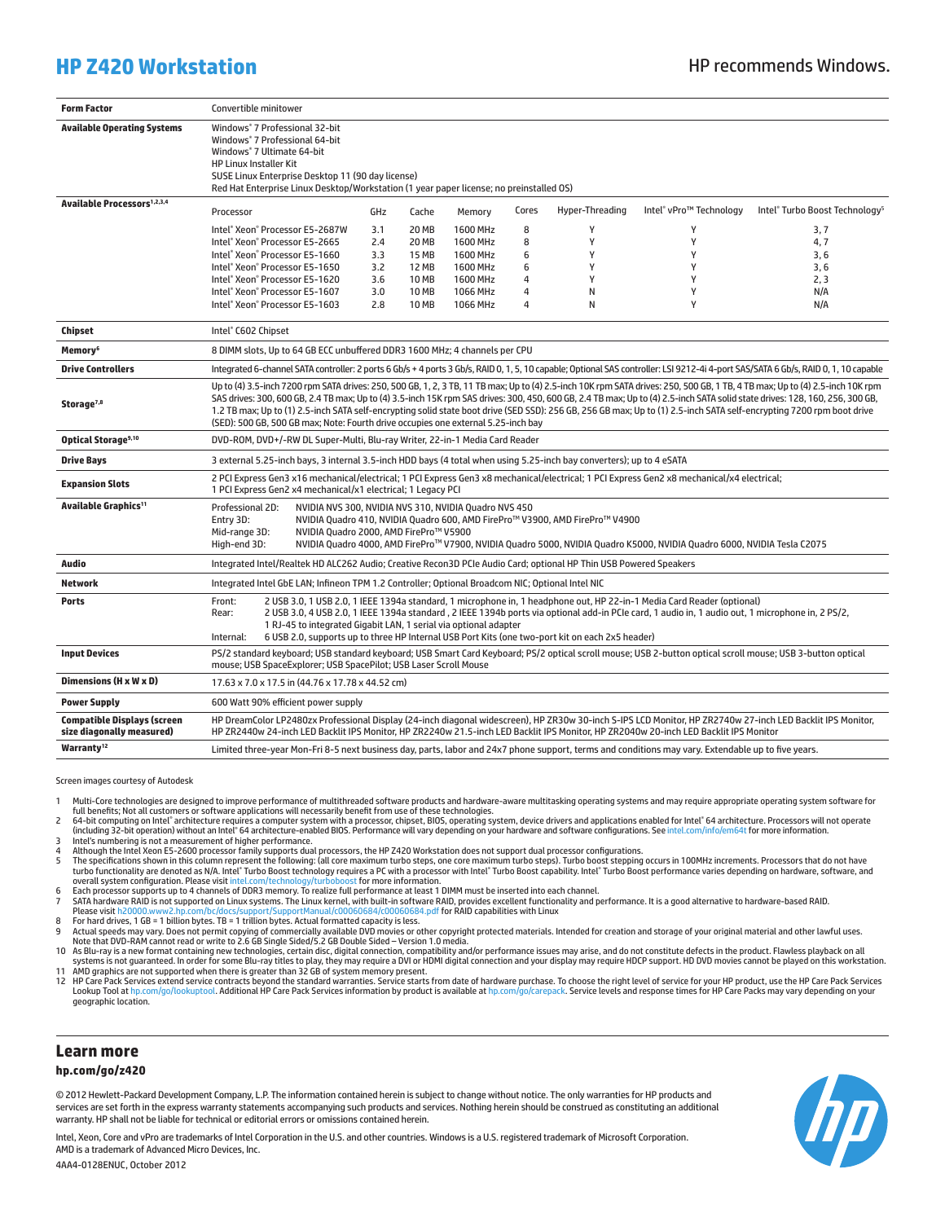# HP Z420 Workstation

HP recommends Windows.

| | |
|---|---|
| **Form Factor** | Convertible minitower |
| **Available Operating Systems** | Windows® 7 Professional 32-bit<br>Windows® 7 Professional 64-bit<br>Windows® 7 Ultimate 64-bit<br>HP Linux Installer Kit<br>SUSE Linux Enterprise Desktop 11 (90 day license)<br>Red Hat Enterprise Linux Desktop/Workstation (1 year paper license; no preinstalled OS) |

**Available Processors[1,2,3,4]**

| Processor | GHz | Cache | Memory | Cores | Hyper-Threading | Intel® vPro™ Technology | Intel® Turbo Boost Technology[5] |
|---|---|---|---|---|---|---|---|
| Intel® Xeon® Processor E5-2687W | 3.1 | 20 MB | 1600 MHz | 8 | Y | Y | 3, 7 |
| Intel® Xeon® Processor E5-2665 | 2.4 | 20 MB | 1600 MHz | 8 | Y | Y | 4, 7 |
| Intel® Xeon® Processor E5-1660 | 3.3 | 15 MB | 1600 MHz | 6 | Y | Y | 3, 6 |
| Intel® Xeon® Processor E5-1650 | 3.2 | 12 MB | 1600 MHz | 6 | Y | Y | 3, 6 |
| Intel® Xeon® Processor E5-1620 | 3.6 | 10 MB | 1600 MHz | 4 | Y | Y | 2, 3 |
| Intel® Xeon® Processor E5-1607 | 3.0 | 10 MB | 1066 MHz | 4 | N | Y | N/A |
| Intel® Xeon® Processor E5-1603 | 2.8 | 10 MB | 1066 MHz | 4 | N | Y | N/A |

| | |
|---|---|
| **Chipset** | Intel® C602 Chipset |
| **Memory[6]** | 8 DIMM slots, Up to 64 GB ECC unbuffered DDR3 1600 MHz; 4 channels per CPU |
| **Drive Controllers** | Integrated 6-channel SATA controller: 2 ports 6 Gb/s + 4 ports 3 Gb/s, RAID 0, 1, 5, 10 capable; Optional SAS controller: LSI 9212-4i 4-port SAS/SATA 6 Gb/s, RAID 0, 1, 10 capable |
| **Storage[7,8]** | Up to (4) 3.5-inch 7200 rpm SATA drives: 250, 500 GB, 1, 2, 3 TB, 11 TB max; Up to (4) 2.5-inch 10K rpm SATA drives: 250, 500 GB, 1 TB, 4 TB max; Up to (4) 2.5-inch 10K rpm SAS drives: 300, 600 GB, 2.4 TB max; Up to (4) 3.5-inch 15K rpm SAS drives: 300, 450, 600 GB, 2.4 TB max; Up to (4) 2.5-inch SATA solid state drives: 128, 160, 256, 300 GB, 1.2 TB max; Up to (1) 2.5-inch SATA self-encrypting solid state boot drive (SED SSD): 256 GB, 256 GB max; Up to (1) 2.5-inch SATA self-encrypting 7200 rpm boot drive (SED): 500 GB, 500 GB max; Note: Fourth drive occupies one external 5.25-inch bay |
| **Optical Storage[9,10]** | DVD-ROM, DVD+/-RW DL Super-Multi, Blu-ray Writer, 22-in-1 Media Card Reader |
| **Drive Bays** | 3 external 5.25-inch bays, 3 internal 3.5-inch HDD bays (4 total when using 5.25-inch bay converters); up to 4 eSATA |
| **Expansion Slots** | 2 PCI Express Gen3 x16 mechanical/electrical; 1 PCI Express Gen3 x8 mechanical/electrical; 1 PCI Express Gen2 x8 mechanical/x4 electrical; 1 PCI Express Gen2 x4 mechanical/x1 electrical; 1 Legacy PCI |
| **Available Graphics[11]** | Professional 2D: NVIDIA NVS 300, NVIDIA NVS 310, NVIDIA Quadro NVS 450<br>Entry 3D: NVIDIA Quadro 410, NVIDIA Quadro 600, AMD FirePro™ V3900, AMD FirePro™ V4900<br>Mid-range 3D: NVIDIA Quadro 2000, AMD FirePro™ V5900<br>High-end 3D: NVIDIA Quadro 4000, AMD FirePro™ V7900, NVIDIA Quadro 5000, NVIDIA Quadro K5000, NVIDIA Quadro 6000, NVIDIA Tesla C2075 |
| **Audio** | Integrated Intel/Realtek HD ALC262 Audio; Creative Recon3D PCIe Audio Card; optional HP Thin USB Powered Speakers |
| **Network** | Integrated Intel GbE LAN; Infineon TPM 1.2 Controller; Optional Broadcom NIC; Optional Intel NIC |
| **Ports** | Front: 2 USB 3.0, 1 USB 2.0, 1 IEEE 1394a standard, 1 microphone in, 1 headphone out, HP 22-in-1 Media Card Reader (optional)<br>Rear: 2 USB 3.0, 4 USB 2.0, 1 IEEE 1394a standard , 2 IEEE 1394b ports via optional add-in PCIe card, 1 audio in, 1 audio out, 1 microphone in, 2 PS/2, 1 RJ-45 to integrated Gigabit LAN, 1 serial via optional adapter<br>Internal: 6 USB 2.0, supports up to three HP Internal USB Port Kits (one two-port kit on each 2x5 header) |
| **Input Devices** | PS/2 standard keyboard; USB standard keyboard; USB Smart Card Keyboard; PS/2 optical scroll mouse; USB 2-button optical scroll mouse; USB 3-button optical mouse; USB SpaceExplorer; USB SpacePilot; USB Laser Scroll Mouse |
| **Dimensions (H x W x D)** | 17.63 x 7.0 x 17.5 in (44.76 x 17.78 x 44.52 cm) |
| **Power Supply** | 600 Watt 90% efficient power supply |
| **Compatible Displays (screen size diagonally measured)** | HP DreamColor LP2480zx Professional Display (24-inch diagonal widescreen), HP ZR30w 30-inch S-IPS LCD Monitor, HP ZR2740w 27-inch LED Backlit IPS Monitor, HP ZR2440w 24-inch LED Backlit IPS Monitor, HP ZR2240w 21.5-inch LED Backlit IPS Monitor, HP ZR2040w 20-inch LED Backlit IPS Monitor |
| **Warranty[12]** | Limited three-year Mon-Fri 8-5 next business day, parts, labor and 24x7 phone support, terms and conditions may vary. Extendable up to five years. |

Screen images courtesy of Autodesk

1. Multi-Core technologies are designed to improve performance of multithreaded software products and hardware-aware multitasking operating systems and may require appropriate operating system software for full benefits; Not all customers or software applications will necessarily benefit from use of these technologies.
2. 64-bit computing on Intel® architecture requires a computer system with a processor, chipset, BIOS, operating system, device drivers and applications enabled for Intel® 64 architecture. Processors will not operate (including 32-bit operation) without an Intel® 64 architecture-enabled BIOS. Performance will vary depending on your hardware and software configurations. See intel.com/info/em64t for more information.
3. Intel's numbering is not a measurement of higher performance.
4. Although the Intel Xeon E5-2600 processor family supports dual processors, the HP Z420 Workstation does not support dual processor configurations.
5. The specifications shown in this column represent the following: (all core maximum turbo steps, one core maximum turbo steps). Turbo boost stepping occurs in 100MHz increments. Processors that do not have turbo functionality are denoted as N/A. Intel® Turbo Boost technology requires a PC with a processor with Intel® Turbo Boost capability. Intel® Turbo Boost performance varies depending on hardware, software, and overall system configuration. Please visit intel.com/technology/turboboost for more information.
6. Each processor supports up to 4 channels of DDR3 memory. To realize full performance at least 1 DIMM must be inserted into each channel.
7. SATA hardware RAID is not supported on Linux systems. The Linux kernel, with built-in software RAID, provides excellent functionality and performance. It is a good alternative to hardware-based RAID. Please visit h20000.www2.hp.com/bc/docs/support/SupportManual/c00060684/c00060684.pdf for RAID capabilities with Linux
8. For hard drives, 1 GB = 1 billion bytes. TB = 1 trillion bytes. Actual formatted capacity is less.
9. Actual speeds may vary. Does not permit copying of commercially available DVD movies or other copyright protected materials. Intended for creation and storage of your original material and other lawful uses. Note that DVD-RAM cannot read or write to 2.6 GB Single Sided/5.2 GB Double Sided – Version 1.0 media.
10. As Blu-ray is a new format containing new technologies, certain disc, digital connection, compatibility and/or performance issues may arise, and do not constitute defects in the product. Flawless playback on all systems is not guaranteed. In order for some Blu-ray titles to play, they may require a DVI or HDMI digital connection and your display may require HDCP support. HD DVD movies cannot be played on this workstation.
11. AMD graphics are not supported when there is greater than 32 GB of system memory present.
12. HP Care Pack Services extend service contracts beyond the standard warranties. Service starts from date of hardware purchase. To choose the right level of service for your HP product, use the HP Care Services Lookup Tool at hp.com/go/lookuptool. Additional HP Care Pack Services information by product is available at hp.com/go/carepack. Service levels and response times for HP Care Packs may vary depending on your geographic location.

## Learn more

**hp.com/go/z420**

© 2012 Hewlett-Packard Development Company, L.P. The information contained herein is subject to change without notice. The only warranties for HP products and services are set forth in the express warranty statements accompanying such products and services. Nothing herein should be construed as constituting an additional warranty. HP shall not be liable for technical or editorial errors or omissions contained herein.

Intel, Xeon, Core and vPro are trademarks of Intel Corporation in the U.S. and other countries. Windows is a U.S. registered trademark of Microsoft Corporation. AMD is a trademark of Advanced Micro Devices, Inc.

4AA4-0128ENUC, October 2012